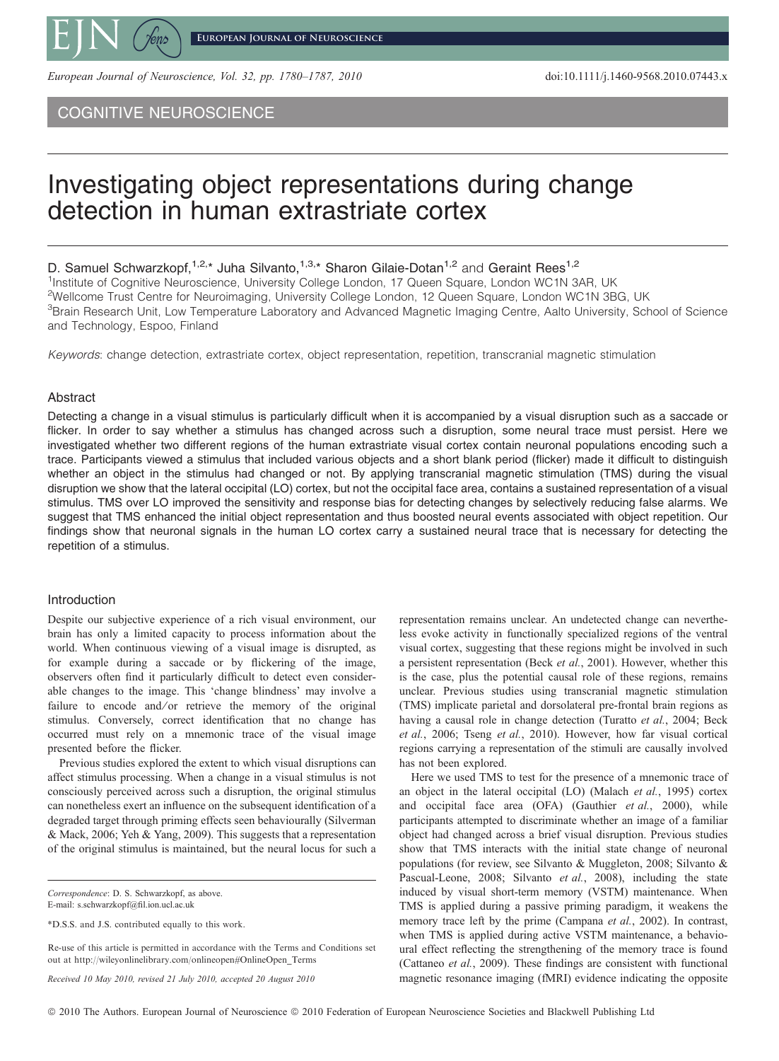COGNITIVE NEUROSCIENCE

# Investigating object representations during change detection in human extrastriate cortex

D. Samuel Schwarzkopf,[1,2,*] Juha Silvanto,[1,3,*] Sharon Gilaie-Dotan[1,2] and Geraint Rees[1,2]

[1]Institute of Cognitive Neuroscience, University College London, 17 Queen Square, London WC1N 3AR, UK
[2]Wellcome Trust Centre for Neuroimaging, University College London, 12 Queen Square, London WC1N 3BG, UK
[3]Brain Research Unit, Low Temperature Laboratory and Advanced Magnetic Imaging Centre, Aalto University, School of Science and Technology, Espoo, Finland

*Keywords*: change detection, extrastriate cortex, object representation, repetition, transcranial magnetic stimulation

## Abstract

Detecting a change in a visual stimulus is particularly difficult when it is accompanied by a visual disruption such as a saccade or flicker. In order to say whether a stimulus has changed across such a disruption, some neural trace must persist. Here we investigated whether two different regions of the human extrastriate visual cortex contain neuronal populations encoding such a trace. Participants viewed a stimulus that included various objects and a short blank period (flicker) made it difficult to distinguish whether an object in the stimulus had changed or not. By applying transcranial magnetic stimulation (TMS) during the visual disruption we show that the lateral occipital (LO) cortex, but not the occipital face area, contains a sustained representation of a visual stimulus. TMS over LO improved the sensitivity and response bias for detecting changes by selectively reducing false alarms. We suggest that TMS enhanced the initial object representation and thus boosted neural events associated with object repetition. Our findings show that neuronal signals in the human LO cortex carry a sustained neural trace that is necessary for detecting the repetition of a stimulus.

## Introduction

Despite our subjective experience of a rich visual environment, our brain has only a limited capacity to process information about the world. When continuous viewing of a visual image is disrupted, as for example during a saccade or by flickering of the image, observers often find it particularly difficult to detect even considerable changes to the image. This 'change blindness' may involve a failure to encode and/or retrieve the memory of the original stimulus. Conversely, correct identification that no change has occurred must rely on a mnemonic trace of the visual image presented before the flicker.

Previous studies explored the extent to which visual disruptions can affect stimulus processing. When a change in a visual stimulus is not consciously perceived across such a disruption, the original stimulus can nonetheless exert an influence on the subsequent identification of a degraded target through priming effects seen behaviourally (Silverman & Mack, 2006; Yeh & Yang, 2009). This suggests that a representation of the original stimulus is maintained, but the neural locus for such a representation remains unclear. An undetected change can nevertheless evoke activity in functionally specialized regions of the ventral visual cortex, suggesting that these regions might be involved in such a persistent representation (Beck *et al.*, 2001). However, whether this is the case, plus the potential causal role of these regions, remains unclear. Previous studies using transcranial magnetic stimulation (TMS) implicate parietal and dorsolateral pre-frontal brain regions as having a causal role in change detection (Turatto *et al.*, 2004; Beck *et al.*, 2006; Tseng *et al.*, 2010). However, how far visual cortical regions carrying a representation of the stimuli are causally involved has not been explored.

Here we used TMS to test for the presence of a mnemonic trace of an object in the lateral occipital (LO) (Malach *et al.*, 1995) cortex and occipital face area (OFA) (Gauthier *et al.*, 2000), while participants attempted to discriminate whether an image of a familiar object had changed across a brief visual disruption. Previous studies show that TMS interacts with the initial state change of neuronal populations (for review, see Silvanto & Muggleton, 2008; Silvanto & Pascual-Leone, 2008; Silvanto *et al.*, 2008), including the state induced by visual short-term memory (VSTM) maintenance. When TMS is applied during a passive priming paradigm, it weakens the memory trace left by the prime (Campana *et al.*, 2002). In contrast, when TMS is applied during active VSTM maintenance, a behavioural effect reflecting the strengthening of the memory trace is found (Cattaneo *et al.*, 2009). These findings are consistent with functional magnetic resonance imaging (fMRI) evidence indicating the opposite

*Correspondence*: D. S. Schwarzkopf, as above.
E-mail: s.schwarzkopf@fil.ion.ucl.ac.uk

*D.S.S. and J.S. contributed equally to this work.

Re-use of this article is permitted in accordance with the Terms and Conditions set out at http://wileyonlinelibrary.com/onlineopen#OnlineOpen_Terms

*Received 10 May 2010, revised 21 July 2010, accepted 20 August 2010*

© 2010 The Authors. European Journal of Neuroscience © 2010 Federation of European Neuroscience Societies and Blackwell Publishing Ltd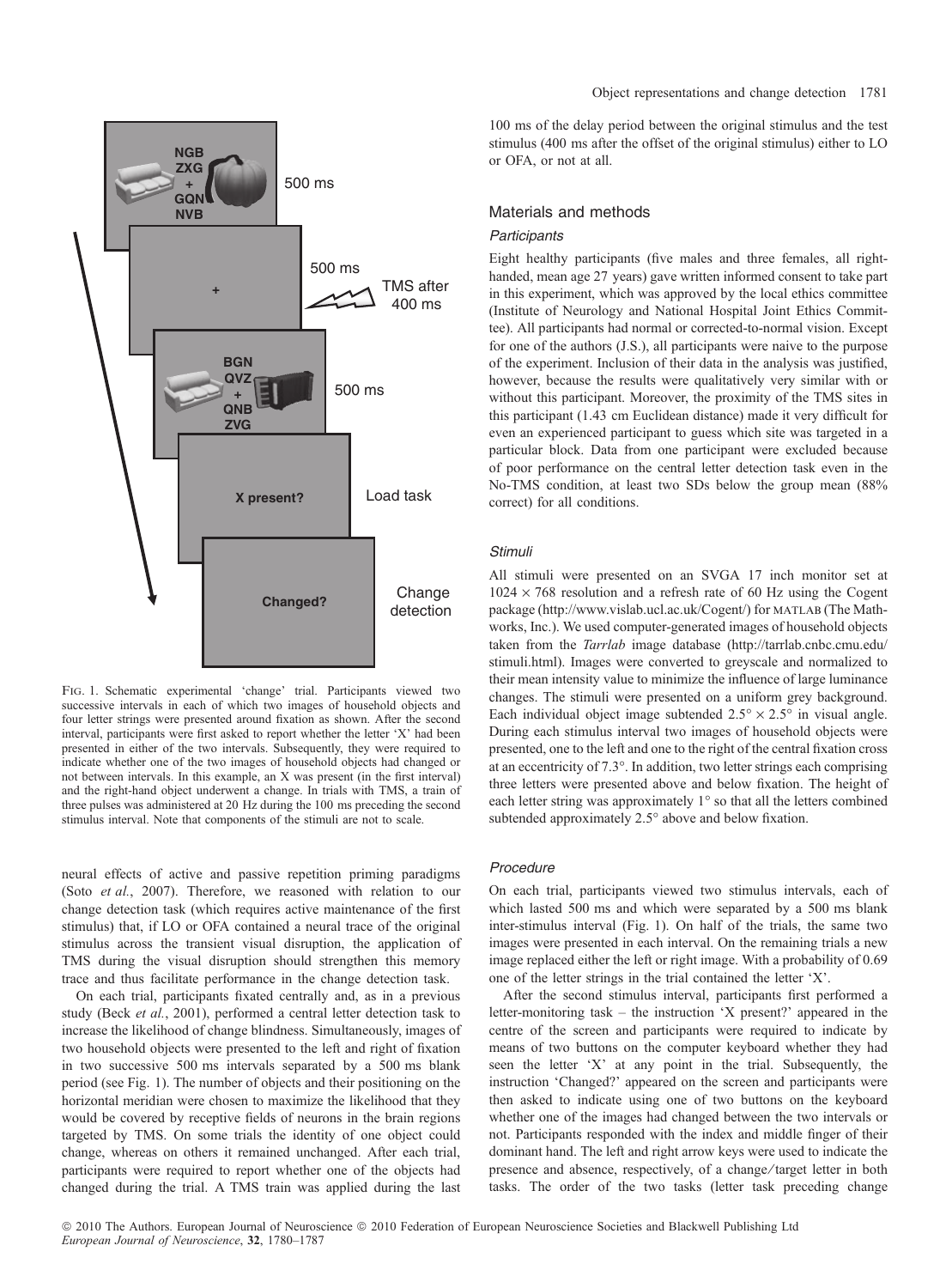FIG. 1. Schematic experimental 'change' trial. Participants viewed two successive intervals in each of which two images of household objects and four letter strings were presented around fixation as shown. After the second interval, participants were first asked to report whether the letter 'X' had been presented in either of the two intervals. Subsequently, they were required to indicate whether one of the two images of household objects had changed or not between intervals. In this example, an X was present (in the first interval) and the right-hand object underwent a change. In trials with TMS, a train of three pulses was administered at 20 Hz during the 100 ms preceding the second stimulus interval. Note that components of the stimuli are not to scale.

neural effects of active and passive repetition priming paradigms (Soto *et al.*, 2007). Therefore, we reasoned with relation to our change detection task (which requires active maintenance of the first stimulus) that, if LO or OFA contained a neural trace of the original stimulus across the transient visual disruption, the application of TMS during the visual disruption should strengthen this memory trace and thus facilitate performance in the change detection task.

On each trial, participants fixated centrally and, as in a previous study (Beck *et al.*, 2001), performed a central letter detection task to increase the likelihood of change blindness. Simultaneously, images of two household objects were presented to the left and right of fixation in two successive 500 ms intervals separated by a 500 ms blank period (see Fig. 1). The number of objects and their positioning on the horizontal meridian were chosen to maximize the likelihood that they would be covered by receptive fields of neurons in the brain regions targeted by TMS. On some trials the identity of one object could change, whereas on others it remained unchanged. After each trial, participants were required to report whether one of the objects had changed during the trial. A TMS train was applied during the last 100 ms of the delay period between the original stimulus and the test stimulus (400 ms after the offset of the original stimulus) either to LO or OFA, or not at all.

## Materials and methods

### *Participants*

Eight healthy participants (five males and three females, all right-handed, mean age 27 years) gave written informed consent to take part in this experiment, which was approved by the local ethics committee (Institute of Neurology and National Hospital Joint Ethics Committee). All participants had normal or corrected-to-normal vision. Except for one of the authors (J.S.), all participants were naive to the purpose of the experiment. Inclusion of their data in the analysis was justified, however, because the results were qualitatively very similar with or without this participant. Moreover, the proximity of the TMS sites in this participant (1.43 cm Euclidean distance) made it very difficult for even an experienced participant to guess which site was targeted in a particular block. Data from one participant were excluded because of poor performance on the central letter detection task even in the No-TMS condition, at least two SDs below the group mean (88% correct) for all conditions.

### *Stimuli*

All stimuli were presented on an SVGA 17 inch monitor set at $1024 \times 768$ resolution and a refresh rate of 60 Hz using the Cogent package (http://www.vislab.ucl.ac.uk/Cogent/) for MATLAB (The Mathworks, Inc.). We used computer-generated images of household objects taken from the *Tarrlab* image database (http://tarrlab.cnbc.cmu.edu/stimuli.html). Images were converted to greyscale and normalized to their mean intensity value to minimize the influence of large luminance changes. The stimuli were presented on a uniform grey background. Each individual object image subtended $2.5° \times 2.5°$ in visual angle. During each stimulus interval two images of household objects were presented, one to the left and one to the right of the central fixation cross at an eccentricity of 7.3°. In addition, two letter strings each comprising three letters were presented above and below fixation. The height of each letter string was approximately 1° so that all the letters combined subtended approximately 2.5° above and below fixation.

### *Procedure*

On each trial, participants viewed two stimulus intervals, each of which lasted 500 ms and which were separated by a 500 ms blank inter-stimulus interval (Fig. 1). On half of the trials, the same two images were presented in each interval. On the remaining trials a new image replaced either the left or right image. With a probability of 0.69 one of the letter strings in the trial contained the letter 'X'.

After the second stimulus interval, participants first performed a letter-monitoring task – the instruction 'X present?' appeared in the centre of the screen and participants were required to indicate by means of two buttons on the computer keyboard whether they had seen the letter 'X' at any point in the trial. Subsequently, the instruction 'Changed?' appeared on the screen and participants were then asked to indicate using one of two buttons on the keyboard whether one of the images had changed between the two intervals or not. Participants responded with the index and middle finger of their dominant hand. The left and right arrow keys were used to indicate the presence and absence, respectively, of a change/target letter in both tasks. The order of the two tasks (letter task preceding change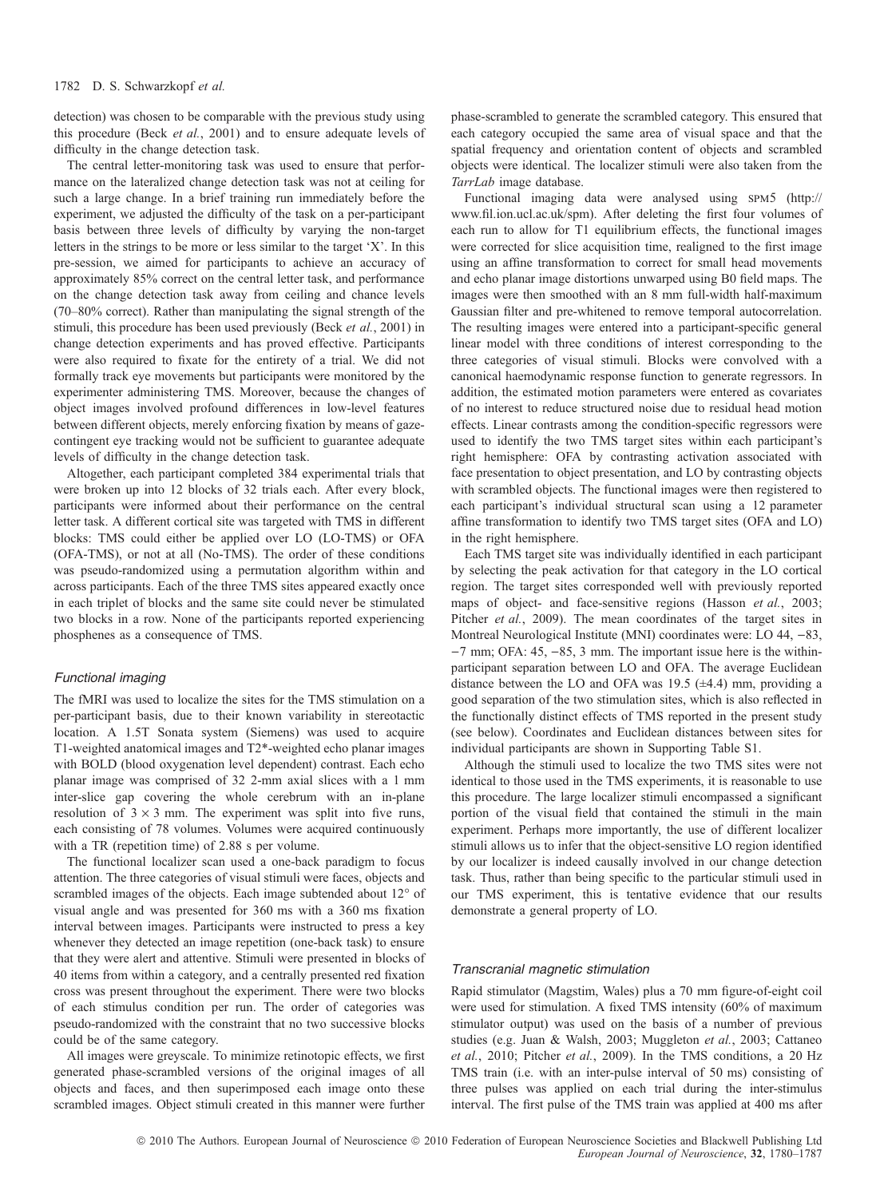detection) was chosen to be comparable with the previous study using this procedure (Beck *et al.*, 2001) and to ensure adequate levels of difficulty in the change detection task.

The central letter-monitoring task was used to ensure that performance on the lateralized change detection task was not at ceiling for such a large change. In a brief training run immediately before the experiment, we adjusted the difficulty of the task on a per-participant basis between three levels of difficulty by varying the non-target letters in the strings to be more or less similar to the target 'X'. In this pre-session, we aimed for participants to achieve an accuracy of approximately 85% correct on the central letter task, and performance on the change detection task away from ceiling and chance levels (70–80% correct). Rather than manipulating the signal strength of the stimuli, this procedure has been used previously (Beck *et al.*, 2001) in change detection experiments and has proved effective. Participants were also required to fixate for the entirety of a trial. We did not formally track eye movements but participants were monitored by the experimenter administering TMS. Moreover, because the changes of object images involved profound differences in low-level features between different objects, merely enforcing fixation by means of gaze-contingent eye tracking would not be sufficient to guarantee adequate levels of difficulty in the change detection task.

Altogether, each participant completed 384 experimental trials that were broken up into 12 blocks of 32 trials each. After every block, participants were informed about their performance on the central letter task. A different cortical site was targeted with TMS in different blocks: TMS could either be applied over LO (LO-TMS) or OFA (OFA-TMS), or not at all (No-TMS). The order of these conditions was pseudo-randomized using a permutation algorithm within and across participants. Each of the three TMS sites appeared exactly once in each triplet of blocks and the same site could never be stimulated two blocks in a row. None of the participants reported experiencing phosphenes as a consequence of TMS.

### *Functional imaging*

The fMRI was used to localize the sites for the TMS stimulation on a per-participant basis, due to their known variability in stereotactic location. A 1.5T Sonata system (Siemens) was used to acquire T1-weighted anatomical images and T2*-weighted echo planar images with BOLD (blood oxygenation level dependent) contrast. Each echo planar image was comprised of 32 2-mm axial slices with a 1 mm inter-slice gap covering the whole cerebrum with an in-plane resolution of $3 \times 3$ mm. The experiment was split into five runs, each consisting of 78 volumes. Volumes were acquired continuously with a TR (repetition time) of 2.88 s per volume.

The functional localizer scan used a one-back paradigm to focus attention. The three categories of visual stimuli were faces, objects and scrambled images of the objects. Each image subtended about 12° of visual angle and was presented for 360 ms with a 360 ms fixation interval between images. Participants were instructed to press a key whenever they detected an image repetition (one-back task) to ensure that they were alert and attentive. Stimuli were presented in blocks of 40 items from within a category, and a centrally presented red fixation cross was present throughout the experiment. There were two blocks of each stimulus condition per run. The order of categories was pseudo-randomized with the constraint that no two successive blocks could be of the same category.

All images were greyscale. To minimize retinotopic effects, we first generated phase-scrambled versions of the original images of all objects and faces, and then superimposed each image onto these scrambled images. Object stimuli created in this manner were further phase-scrambled to generate the scrambled category. This ensured that each category occupied the same area of visual space and that the spatial frequency and orientation content of objects and scrambled objects were identical. The localizer stimuli were also taken from the *TarrLab* image database.

Functional imaging data were analysed using SPM5 (http://www.fil.ion.ucl.ac.uk/spm). After deleting the first four volumes of each run to allow for T1 equilibrium effects, the functional images were corrected for slice acquisition time, realigned to the first image using an affine transformation to correct for small head movements and echo planar image distortions unwarped using B0 field maps. The images were then smoothed with an 8 mm full-width half-maximum Gaussian filter and pre-whitened to remove temporal autocorrelation. The resulting images were entered into a participant-specific general linear model with three conditions of interest corresponding to the three categories of visual stimuli. Blocks were convolved with a canonical haemodynamic response function to generate regressors. In addition, the estimated motion parameters were entered as covariates of no interest to reduce structured noise due to residual head motion effects. Linear contrasts among the condition-specific regressors were used to identify the two TMS target sites within each participant's right hemisphere: OFA by contrasting activation associated with face presentation to object presentation, and LO by contrasting objects with scrambled objects. The functional images were then registered to each participant's individual structural scan using a 12 parameter affine transformation to identify two TMS target sites (OFA and LO) in the right hemisphere.

Each TMS target site was individually identified in each participant by selecting the peak activation for that category in the LO cortical region. The target sites corresponded well with previously reported maps of object- and face-sensitive regions (Hasson *et al.*, 2003; Pitcher *et al.*, 2009). The mean coordinates of the target sites in Montreal Neurological Institute (MNI) coordinates were: LO 44, −83, −7 mm; OFA: 45, −85, 3 mm. The important issue here is the within-participant separation between LO and OFA. The average Euclidean distance between the LO and OFA was 19.5 (±4.4) mm, providing a good separation of the two stimulation sites, which is also reflected in the functionally distinct effects of TMS reported in the present study (see below). Coordinates and Euclidean distances between sites for individual participants are shown in Supporting Table S1.

Although the stimuli used to localize the two TMS sites were not identical to those used in the TMS experiments, it is reasonable to use this procedure. The large localizer stimuli encompassed a significant portion of the visual field that contained the stimuli in the main experiment. Perhaps more importantly, the use of different localizer stimuli allows us to infer that the object-sensitive LO region identified by our localizer is indeed causally involved in our change detection task. Thus, rather than being specific to the particular stimuli used in our TMS experiment, this is tentative evidence that our results demonstrate a general property of LO.

### *Transcranial magnetic stimulation*

Rapid stimulator (Magstim, Wales) plus a 70 mm figure-of-eight coil were used for stimulation. A fixed TMS intensity (60% of maximum stimulator output) was used on the basis of a number of previous studies (e.g. Juan & Walsh, 2003; Muggleton *et al.*, 2003; Cattaneo *et al.*, 2010; Pitcher *et al.*, 2009). In the TMS conditions, a 20 Hz TMS train (i.e. with an inter-pulse interval of 50 ms) consisting of three pulses was applied on each trial during the inter-stimulus interval. The first pulse of the TMS train was applied at 400 ms after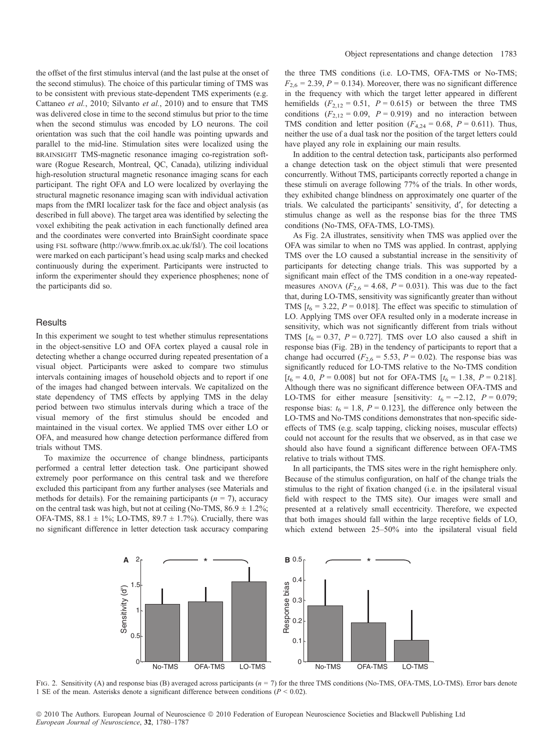the offset of the first stimulus interval (and the last pulse at the onset of the second stimulus). The choice of this particular timing of TMS was to be consistent with previous state-dependent TMS experiments (e.g. Cattaneo *et al.*, 2010; Silvanto *et al.*, 2010) and to ensure that TMS was delivered close in time to the second stimulus but prior to the time when the second stimulus was encoded by LO neurons. The coil orientation was such that the coil handle was pointing upwards and parallel to the mid-line. Stimulation sites were localized using the BRAINSIGHT TMS-magnetic resonance imaging co-registration software (Rogue Research, Montreal, QC, Canada), utilizing individual high-resolution structural magnetic resonance imaging scans for each participant. The right OFA and LO were localized by overlaying the structural magnetic resonance imaging scan with individual activation maps from the fMRI localizer task for the face and object analysis (as described in full above). The target area was identified by selecting the voxel exhibiting the peak activation in each functionally defined area and the coordinates were converted into BrainSight coordinate space using FSL software (http://www.fmrib.ox.ac.uk/fsl/). The coil locations were marked on each participant's head using scalp marks and checked continuously during the experiment. Participants were instructed to inform the experimenter should they experience phosphenes; none of the participants did so.

## Results

In this experiment we sought to test whether stimulus representations in the object-sensitive LO and OFA cortex played a causal role in detecting whether a change occurred during repeated presentation of a visual object. Participants were asked to compare two stimulus intervals containing images of household objects and to report if one of the images had changed between intervals. We capitalized on the state dependency of TMS effects by applying TMS in the delay period between two stimulus intervals during which a trace of the visual memory of the first stimulus should be encoded and maintained in the visual cortex. We applied TMS over either LO or OFA, and measured how change detection performance differed from trials without TMS.

To maximize the occurrence of change blindness, participants performed a central letter detection task. One participant showed extremely poor performance on this central task and we therefore excluded this participant from any further analyses (see Materials and methods for details). For the remaining participants ($n = 7$), accuracy on the central task was high, but not at ceiling (No-TMS, 86.9 ± 1.2%; OFA-TMS, 88.1 ± 1%; LO-TMS, 89.7 ± 1.7%). Crucially, there was no significant difference in letter detection task accuracy comparing the three TMS conditions (i.e. LO-TMS, OFA-TMS or No-TMS; $F_{2,6} = 2.39$, $P = 0.134$). Moreover, there was no significant difference in the frequency with which the target letter appeared in different hemifields ($F_{2,12} = 0.51$, $P = 0.615$) or between the three TMS conditions ($F_{2,12} = 0.09$, $P = 0.919$) and no interaction between TMS condition and letter position ($F_{4,24} = 0.68$, $P = 0.611$). Thus, neither the use of a dual task nor the position of the target letters could have played any role in explaining our main results.

In addition to the central detection task, participants also performed a change detection task on the object stimuli that were presented concurrently. Without TMS, participants correctly reported a change in these stimuli on average following 77% of the trials. In other words, they exhibited change blindness on approximately one quarter of the trials. We calculated the participants' sensitivity, d′, for detecting a stimulus change as well as the response bias for the three TMS conditions (No-TMS, OFA-TMS, LO-TMS).

As Fig. 2A illustrates, sensitivity when TMS was applied over the OFA was similar to when no TMS was applied. In contrast, applying TMS over the LO caused a substantial increase in the sensitivity of participants for detecting change trials. This was supported by a significant main effect of the TMS condition in a one-way repeated-measures ANOVA ($F_{2,6} = 4.68$, $P = 0.031$). This was due to the fact that, during LO-TMS, sensitivity was significantly greater than without TMS [$t_6 = 3.22$, $P = 0.018$]. The effect was specific to stimulation of LO. Applying TMS over OFA resulted only in a moderate increase in sensitivity, which was not significantly different from trials without TMS [$t_6 = 0.37$, $P = 0.727$]. TMS over LO also caused a shift in response bias (Fig. 2B) in the tendency of participants to report that a change had occurred ($F_{2,6} = 5.53$, $P = 0.02$). The response bias was significantly reduced for LO-TMS relative to the No-TMS condition [$t_6 = 4.0$, $P = 0.008$] but not for OFA-TMS [$t_6 = 1.38$, $P = 0.218$]. Although there was no significant difference between OFA-TMS and LO-TMS for either measure [sensitivity: $t_6 = -2.12$, $P = 0.079$; response bias: $t_6 = 1.8$, $P = 0.123$], the difference only between the LO-TMS and No-TMS conditions demonstrates that non-specific side-effects of TMS (e.g. scalp tapping, clicking noises, muscular effects) could not account for the results that we observed, as in that case we should also have found a significant difference between OFA-TMS relative to trials without TMS.

In all participants, the TMS sites were in the right hemisphere only. Because of the stimulus configuration, on half of the change trials the stimulus to the right of fixation changed (i.e. in the ipsilateral visual field with respect to the TMS site). Our images were small and presented at a relatively small eccentricity. Therefore, we expected that both images should fall within the large receptive fields of LO, which extend between 25–50% into the ipsilateral visual field

A
Sensitivity (d′)
0
0.5
1
1.5
2
*
No-TMS
OFA-TMS
LO-TMS

B
Response bias
0
0.1
0.2
0.3
0.4
0.5
*
No-TMS
OFA-TMS
LO-TMS

FIG. 2. Sensitivity (A) and response bias (B) averaged across participants ($n = 7$) for the three TMS conditions (No-TMS, OFA-TMS, LO-TMS). Error bars denote 1 SE of the mean. Asterisks denote a significant difference between conditions ($P < 0.02$).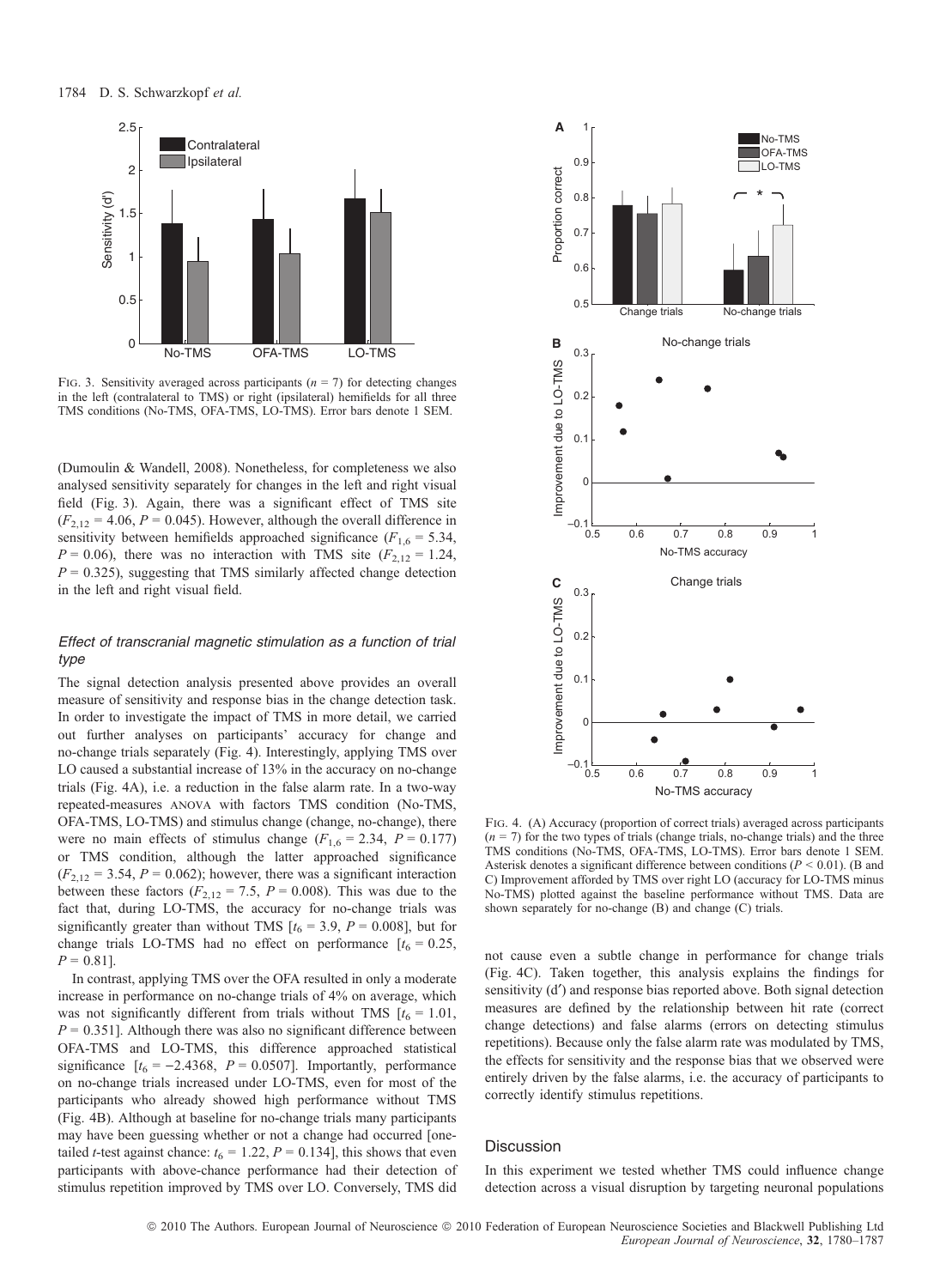FIG. 3. Sensitivity averaged across participants ($n$ = 7) for detecting changes in the left (contralateral to TMS) or right (ipsilateral) hemifields for all three TMS conditions (No-TMS, OFA-TMS, LO-TMS). Error bars denote 1 SEM.

(Dumoulin & Wandell, 2008). Nonetheless, for completeness we also analysed sensitivity separately for changes in the left and right visual field (Fig. 3). Again, there was a significant effect of TMS site ($F_{2,12}$ = 4.06, $P$ = 0.045). However, although the overall difference in sensitivity between hemifields approached significance ($F_{1,6}$ = 5.34, $P$ = 0.06), there was no interaction with TMS site ($F_{2,12}$ = 1.24, $P$ = 0.325), suggesting that TMS similarly affected change detection in the left and right visual field.

### *Effect of transcranial magnetic stimulation as a function of trial type*

The signal detection analysis presented above provides an overall measure of sensitivity and response bias in the change detection task. In order to investigate the impact of TMS in more detail, we carried out further analyses on participants' accuracy for change and no-change trials separately (Fig. 4). Interestingly, applying TMS over LO caused a substantial increase of 13% in the accuracy on no-change trials (Fig. 4A), i.e. a reduction in the false alarm rate. In a two-way repeated-measures ANOVA with factors TMS condition (No-TMS, OFA-TMS, LO-TMS) and stimulus change (change, no-change), there were no main effects of stimulus change ($F_{1,6}$ = 2.34, $P$ = 0.177) or TMS condition, although the latter approached significance ($F_{2,12}$ = 3.54, $P$ = 0.062); however, there was a significant interaction between these factors ($F_{2,12}$ = 7.5, $P$ = 0.008). This was due to the fact that, during LO-TMS, the accuracy for no-change trials was significantly greater than without TMS [$t_6$ = 3.9, $P$ = 0.008], but for change trials LO-TMS had no effect on performance [$t_6$ = 0.25, $P$ = 0.81].

In contrast, applying TMS over the OFA resulted in only a moderate increase in performance on no-change trials of 4% on average, which was not significantly different from trials without TMS [$t_6$ = 1.01, $P$ = 0.351]. Although there was also no significant difference between OFA-TMS and LO-TMS, this difference approached statistical significance [$t_6$ = −2.4368, $P$ = 0.0507]. Importantly, performance on no-change trials increased under LO-TMS, even for most of the participants who already showed high performance without TMS (Fig. 4B). Although at baseline for no-change trials many participants may have been guessing whether or not a change had occurred [one-tailed $t$-test against chance: $t_6$ = 1.22, $P$ = 0.134], this shows that even participants with above-chance performance had their detection of stimulus repetition improved by TMS over LO. Conversely, TMS did not cause even a subtle change in performance for change trials (Fig. 4C). Taken together, this analysis explains the findings for sensitivity (d′) and response bias reported above. Both signal detection measures are defined by the relationship between hit rate (correct change detections) and false alarms (errors on detecting stimulus repetitions). Because only the false alarm rate was modulated by TMS, the effects for sensitivity and the response bias that we observed were entirely driven by the false alarms, i.e. the accuracy of participants to correctly identify stimulus repetitions.

FIG. 4. (A) Accuracy (proportion of correct trials) averaged across participants ($n$ = 7) for the two types of trials (change trials, no-change trials) and the three TMS conditions (No-TMS, OFA-TMS, LO-TMS). Error bars denote 1 SEM. Asterisk denotes a significant difference between conditions ($P$ < 0.01). (B and C) Improvement afforded by TMS over right LO (accuracy for LO-TMS minus No-TMS) plotted against the baseline performance without TMS. Data are shown separately for no-change (B) and change (C) trials.

## Discussion

In this experiment we tested whether TMS could influence change detection across a visual disruption by targeting neuronal populations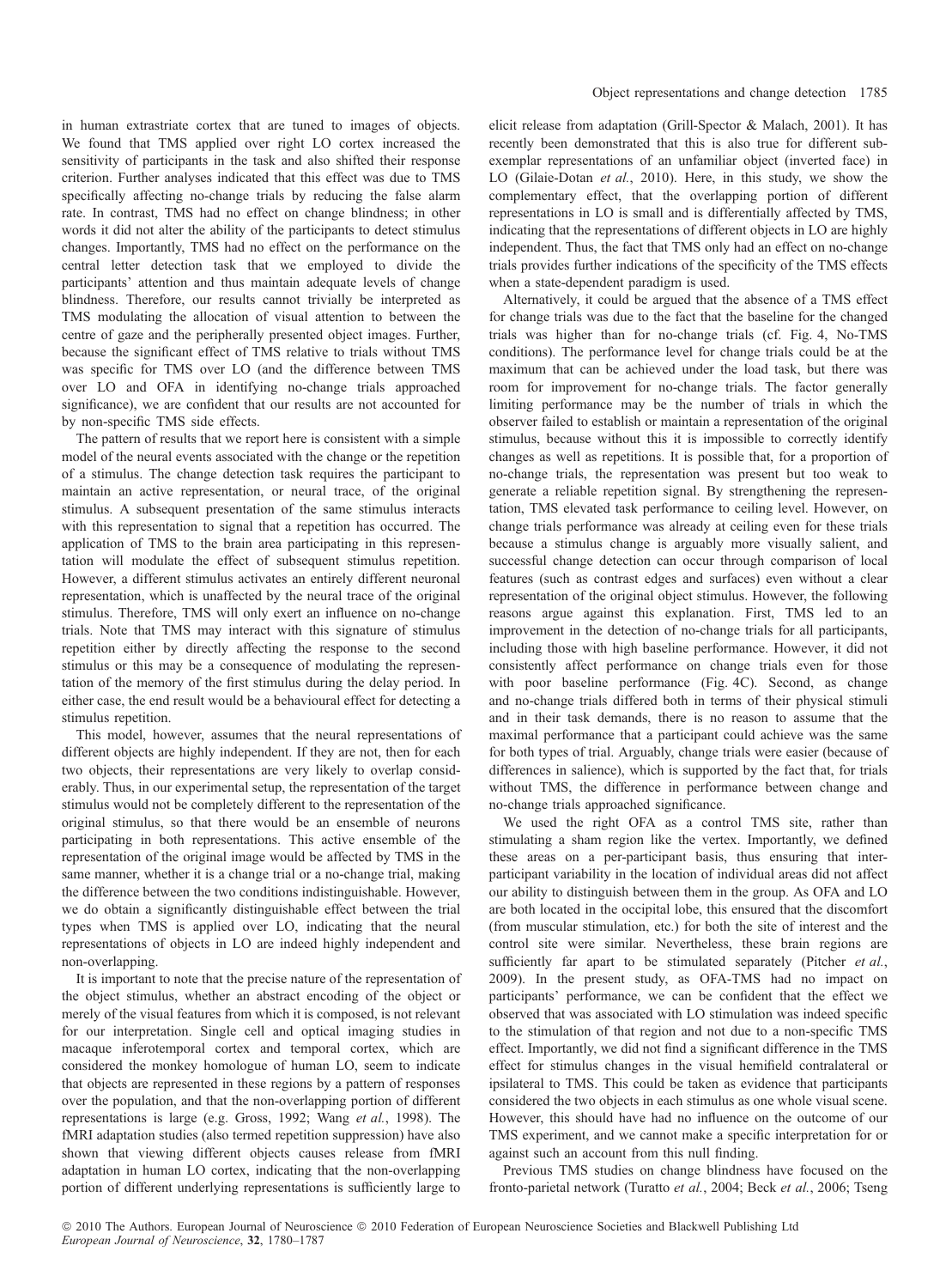in human extrastriate cortex that are tuned to images of objects. We found that TMS applied over right LO cortex increased the sensitivity of participants in the task and also shifted their response criterion. Further analyses indicated that this effect was due to TMS specifically affecting no-change trials by reducing the false alarm rate. In contrast, TMS had no effect on change blindness; in other words it did not alter the ability of the participants to detect stimulus changes. Importantly, TMS had no effect on the performance on the central letter detection task that we employed to divide the participants' attention and thus maintain adequate levels of change blindness. Therefore, our results cannot trivially be interpreted as TMS modulating the allocation of visual attention to between the centre of gaze and the peripherally presented object images. Further, because the significant effect of TMS relative to trials without TMS was specific for TMS over LO (and the difference between TMS over LO and OFA in identifying no-change trials approached significance), we are confident that our results are not accounted for by non-specific TMS side effects.

The pattern of results that we report here is consistent with a simple model of the neural events associated with the change or the repetition of a stimulus. The change detection task requires the participant to maintain an active representation, or neural trace, of the original stimulus. A subsequent presentation of the same stimulus interacts with this representation to signal that a repetition has occurred. The application of TMS to the brain area participating in this representation will modulate the effect of subsequent stimulus repetition. However, a different stimulus activates an entirely different neuronal representation, which is unaffected by the neural trace of the original stimulus. Therefore, TMS will only exert an influence on no-change trials. Note that TMS may interact with this signature of stimulus repetition either by directly affecting the response to the second stimulus or this may be a consequence of modulating the representation of the memory of the first stimulus during the delay period. In either case, the end result would be a behavioural effect for detecting a stimulus repetition.

This model, however, assumes that the neural representations of different objects are highly independent. If they are not, then for each two objects, their representations are very likely to overlap considerably. Thus, in our experimental setup, the representation of the target stimulus would not be completely different to the representation of the original stimulus, so that there would be an ensemble of neurons participating in both representations. This active ensemble of the representation of the original image would be affected by TMS in the same manner, whether it is a change trial or a no-change trial, making the difference between the two conditions indistinguishable. However, we do obtain a significantly distinguishable effect between the trial types when TMS is applied over LO, indicating that the neural representations of objects in LO are indeed highly independent and non-overlapping.

It is important to note that the precise nature of the representation of the object stimulus, whether an abstract encoding of the object or merely of the visual features from which it is composed, is not relevant for our interpretation. Single cell and optical imaging studies in macaque inferotemporal cortex and temporal cortex, which are considered the monkey homologue of human LO, seem to indicate that objects are represented in these regions by a pattern of responses over the population, and that the non-overlapping portion of different representations is large (e.g. Gross, 1992; Wang *et al.*, 1998). The fMRI adaptation studies (also termed repetition suppression) have also shown that viewing different objects causes release from fMRI adaptation in human LO cortex, indicating that the non-overlapping portion of different underlying representations is sufficiently large to elicit release from adaptation (Grill-Spector & Malach, 2001). It has recently been demonstrated that this is also true for different sub-exemplar representations of an unfamiliar object (inverted face) in LO (Gilaie-Dotan *et al.*, 2010). Here, in this study, we show the complementary effect, that the overlapping portion of different representations in LO is small and is differentially affected by TMS, indicating that the representations of different objects in LO are highly independent. Thus, the fact that TMS only had an effect on no-change trials provides further indications of the specificity of the TMS effects when a state-dependent paradigm is used.

Alternatively, it could be argued that the absence of a TMS effect for change trials was due to the fact that the baseline for the changed trials was higher than for no-change trials (cf. Fig. 4, No-TMS conditions). The performance level for change trials could be at the maximum that can be achieved under the load task, but there was room for improvement for no-change trials. The factor generally limiting performance may be the number of trials in which the observer failed to establish or maintain a representation of the original stimulus, because without this it is impossible to correctly identify changes as well as repetitions. It is possible that, for a proportion of no-change trials, the representation was present but too weak to generate a reliable repetition signal. By strengthening the representation, TMS elevated task performance to ceiling level. However, on change trials performance was already at ceiling even for these trials because a stimulus change is arguably more visually salient, and successful change detection can occur through comparison of local features (such as contrast edges and surfaces) even without a clear representation of the original object stimulus. However, the following reasons argue against this explanation. First, TMS led to an improvement in the detection of no-change trials for all participants, including those with high baseline performance. However, it did not consistently affect performance on change trials even for those with poor baseline performance (Fig. 4C). Second, as change and no-change trials differed both in terms of their physical stimuli and in their task demands, there is no reason to assume that the maximal performance that a participant could achieve was the same for both types of trial. Arguably, change trials were easier (because of differences in salience), which is supported by the fact that, for trials without TMS, the difference in performance between change and no-change trials approached significance.

We used the right OFA as a control TMS site, rather than stimulating a sham region like the vertex. Importantly, we defined these areas on a per-participant basis, thus ensuring that inter-participant variability in the location of individual areas did not affect our ability to distinguish between them in the group. As OFA and LO are both located in the occipital lobe, this ensured that the discomfort (from muscular stimulation, etc.) for both the site of interest and the control site were similar. Nevertheless, these brain regions are sufficiently far apart to be stimulated separately (Pitcher *et al.*, 2009). In the present study, as OFA-TMS had no impact on participants' performance, we can be confident that the effect we observed that was associated with LO stimulation was indeed specific to the stimulation of that region and not due to a non-specific TMS effect. Importantly, we did not find a significant difference in the TMS effect for stimulus changes in the visual hemifield contralateral or ipsilateral to TMS. This could be taken as evidence that participants considered the two objects in each stimulus as one whole visual scene. However, this should have had no influence on the outcome of our TMS experiment, and we cannot make a specific interpretation for or against such an account from this null finding.

Previous TMS studies on change blindness have focused on the fronto-parietal network (Turatto *et al.*, 2004; Beck *et al.*, 2006; Tseng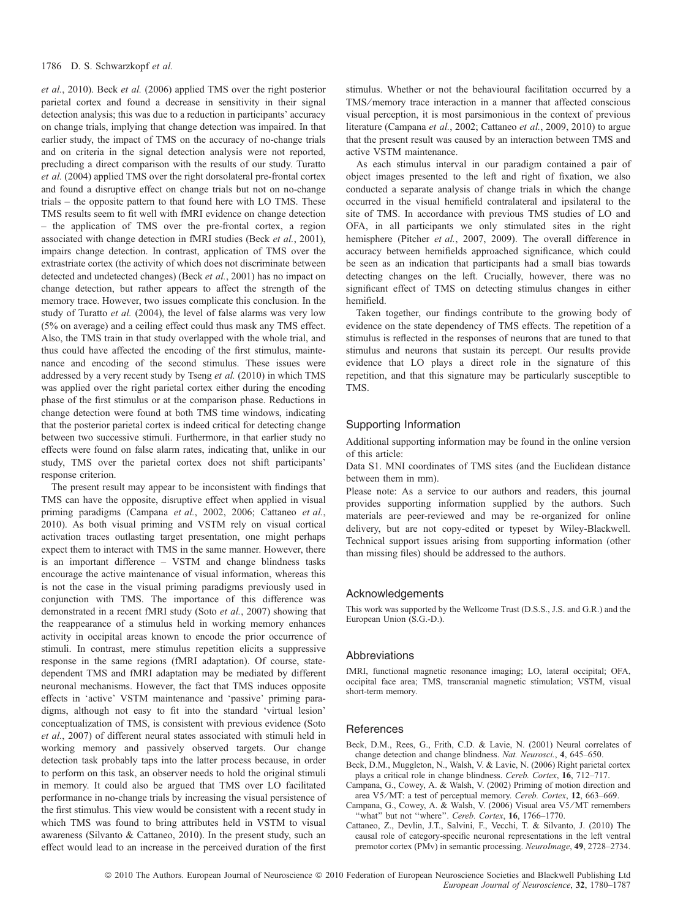*et al.*, 2010). Beck *et al.* (2006) applied TMS over the right posterior parietal cortex and found a decrease in sensitivity in their signal detection analysis; this was due to a reduction in participants' accuracy on change trials, implying that change detection was impaired. In that earlier study, the impact of TMS on the accuracy of no-change trials and on criteria in the signal detection analysis were not reported, precluding a direct comparison with the results of our study. Turatto *et al.* (2004) applied TMS over the right dorsolateral pre-frontal cortex and found a disruptive effect on change trials but not on no-change trials – the opposite pattern to that found here with LO TMS. These TMS results seem to fit well with fMRI evidence on change detection – the application of TMS over the pre-frontal cortex, a region associated with change detection in fMRI studies (Beck *et al.*, 2001), impairs change detection. In contrast, application of TMS over the extrastriate cortex (the activity of which does not discriminate between detected and undetected changes) (Beck *et al.*, 2001) has no impact on change detection, but rather appears to affect the strength of the memory trace. However, two issues complicate this conclusion. In the study of Turatto *et al.* (2004), the level of false alarms was very low (5% on average) and a ceiling effect could thus mask any TMS effect. Also, the TMS train in that study overlapped with the whole trial, and thus could have affected the encoding of the first stimulus, maintenance and encoding of the second stimulus. These issues were addressed by a very recent study by Tseng *et al.* (2010) in which TMS was applied over the right parietal cortex either during the encoding phase of the first stimulus or at the comparison phase. Reductions in change detection were found at both TMS time windows, indicating that the posterior parietal cortex is indeed critical for detecting change between two successive stimuli. Furthermore, in that earlier study no effects were found on false alarm rates, indicating that, unlike in our study, TMS over the parietal cortex does not shift participants' response criterion.

The present result may appear to be inconsistent with findings that TMS can have the opposite, disruptive effect when applied in visual priming paradigms (Campana *et al.*, 2002, 2006; Cattaneo *et al.*, 2010). As both visual priming and VSTM rely on visual cortical activation traces outlasting target presentation, one might perhaps expect them to interact with TMS in the same manner. However, there is an important difference – VSTM and change blindness tasks encourage the active maintenance of visual information, whereas this is not the case in the visual priming paradigms previously used in conjunction with TMS. The importance of this difference was demonstrated in a recent fMRI study (Soto *et al.*, 2007) showing that the reappearance of a stimulus held in working memory enhances activity in occipital areas known to encode the prior occurrence of stimuli. In contrast, mere stimulus repetition elicits a suppressive response in the same regions (fMRI adaptation). Of course, state-dependent TMS and fMRI adaptation may be mediated by different neuronal mechanisms. However, the fact that TMS induces opposite effects in 'active' VSTM maintenance and 'passive' priming paradigms, although not easy to fit into the standard 'virtual lesion' conceptualization of TMS, is consistent with previous evidence (Soto *et al.*, 2007) of different neural states associated with stimuli held in working memory and passively observed targets. Our change detection task probably taps into the latter process because, in order to perform on this task, an observer needs to hold the original stimuli in memory. It could also be argued that TMS over LO facilitated performance in no-change trials by increasing the visual persistence of the first stimulus. This view would be consistent with a recent study in which TMS was found to bring attributes held in VSTM to visual awareness (Silvanto & Cattaneo, 2010). In the present study, such an effect would lead to an increase in the perceived duration of the first stimulus. Whether or not the behavioural facilitation occurred by a TMS/memory trace interaction in a manner that affected conscious visual perception, it is most parsimonious in the context of previous literature (Campana *et al.*, 2002; Cattaneo *et al.*, 2009, 2010) to argue that the present result was caused by an interaction between TMS and active VSTM maintenance.

As each stimulus interval in our paradigm contained a pair of object images presented to the left and right of fixation, we also conducted a separate analysis of change trials in which the change occurred in the visual hemifield contralateral and ipsilateral to the site of TMS. In accordance with previous TMS studies of LO and OFA, in all participants we only stimulated sites in the right hemisphere (Pitcher *et al.*, 2007, 2009). The overall difference in accuracy between hemifields approached significance, which could be seen as an indication that participants had a small bias towards detecting changes on the left. Crucially, however, there was no significant effect of TMS on detecting stimulus changes in either hemifield.

Taken together, our findings contribute to the growing body of evidence on the state dependency of TMS effects. The repetition of a stimulus is reflected in the responses of neurons that are tuned to that stimulus and neurons that sustain its percept. Our results provide evidence that LO plays a direct role in the signature of this repetition, and that this signature may be particularly susceptible to TMS.

## Supporting Information

Additional supporting information may be found in the online version of this article:

Data S1. MNI coordinates of TMS sites (and the Euclidean distance between them in mm).

Please note: As a service to our authors and readers, this journal provides supporting information supplied by the authors. Such materials are peer-reviewed and may be re-organized for online delivery, but are not copy-edited or typeset by Wiley-Blackwell. Technical support issues arising from supporting information (other than missing files) should be addressed to the authors.

## Acknowledgements

This work was supported by the Wellcome Trust (D.S.S., J.S. and G.R.) and the European Union (S.G.-D.).

## Abbreviations

fMRI, functional magnetic resonance imaging; LO, lateral occipital; OFA, occipital face area; TMS, transcranial magnetic stimulation; VSTM, visual short-term memory.

## References

Beck, D.M., Rees, G., Frith, C.D. & Lavie, N. (2001) Neural correlates of change detection and change blindness. *Nat. Neurosci.*, **4**, 645–650.

Beck, D.M., Muggleton, N., Walsh, V. & Lavie, N. (2006) Right parietal cortex plays a critical role in change blindness. *Cereb. Cortex*, **16**, 712–717.

Campana, G., Cowey, A. & Walsh, V. (2002) Priming of motion direction and area V5/MT: a test of perceptual memory. *Cereb. Cortex*, **12**, 663–669.

Campana, G., Cowey, A. & Walsh, V. (2006) Visual area V5/MT remembers "what" but not "where". *Cereb. Cortex*, **16**, 1766–1770.

Cattaneo, Z., Devlin, J.T., Salvini, F., Vecchi, T. & Silvanto, J. (2010) The causal role of category-specific neuronal representations in the left ventral premotor cortex (PMv) in semantic processing. *NeuroImage*, **49**, 2728–2734.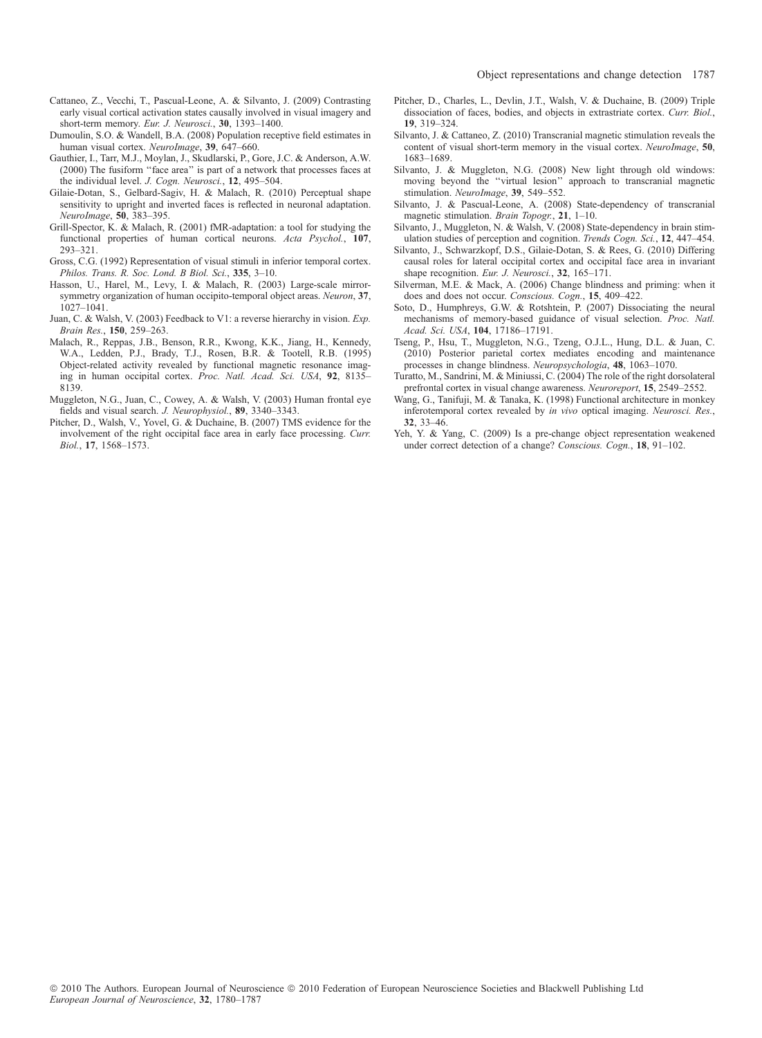Cattaneo, Z., Vecchi, T., Pascual-Leone, A. & Silvanto, J. (2009) Contrasting early visual cortical activation states causally involved in visual imagery and short-term memory. *Eur. J. Neurosci.*, **30**, 1393–1400.

Dumoulin, S.O. & Wandell, B.A. (2008) Population receptive field estimates in human visual cortex. *NeuroImage*, **39**, 647–660.

Gauthier, I., Tarr, M.J., Moylan, J., Skudlarski, P., Gore, J.C. & Anderson, A.W. (2000) The fusiform ''face area'' is part of a network that processes faces at the individual level. *J. Cogn. Neurosci.*, **12**, 495–504.

Gilaie-Dotan, S., Gelbard-Sagiv, H. & Malach, R. (2010) Perceptual shape sensitivity to upright and inverted faces is reflected in neuronal adaptation. *NeuroImage*, **50**, 383–395.

Grill-Spector, K. & Malach, R. (2001) fMR-adaptation: a tool for studying the functional properties of human cortical neurons. *Acta Psychol.*, **107**, 293–321.

Gross, C.G. (1992) Representation of visual stimuli in inferior temporal cortex. *Philos. Trans. R. Soc. Lond. B Biol. Sci.*, **335**, 3–10.

Hasson, U., Harel, M., Levy, I. & Malach, R. (2003) Large-scale mirror-symmetry organization of human occipito-temporal object areas. *Neuron*, **37**, 1027–1041.

Juan, C. & Walsh, V. (2003) Feedback to V1: a reverse hierarchy in vision. *Exp. Brain Res.*, **150**, 259–263.

Malach, R., Reppas, J.B., Benson, R.R., Kwong, K.K., Jiang, H., Kennedy, W.A., Ledden, P.J., Brady, T.J., Rosen, B.R. & Tootell, R.B. (1995) Object-related activity revealed by functional magnetic resonance imaging in human occipital cortex. *Proc. Natl. Acad. Sci. USA*, **92**, 8135–8139.

Muggleton, N.G., Juan, C., Cowey, A. & Walsh, V. (2003) Human frontal eye fields and visual search. *J. Neurophysiol.*, **89**, 3340–3343.

Pitcher, D., Walsh, V., Yovel, G. & Duchaine, B. (2007) TMS evidence for the involvement of the right occipital face area in early face processing. *Curr. Biol.*, **17**, 1568–1573.

Pitcher, D., Charles, L., Devlin, J.T., Walsh, V. & Duchaine, B. (2009) Triple dissociation of faces, bodies, and objects in extrastriate cortex. *Curr. Biol.*, **19**, 319–324.

Silvanto, J. & Cattaneo, Z. (2010) Transcranial magnetic stimulation reveals the content of visual short-term memory in the visual cortex. *NeuroImage*, **50**, 1683–1689.

Silvanto, J. & Muggleton, N.G. (2008) New light through old windows: moving beyond the ''virtual lesion'' approach to transcranial magnetic stimulation. *NeuroImage*, **39**, 549–552.

Silvanto, J. & Pascual-Leone, A. (2008) State-dependency of transcranial magnetic stimulation. *Brain Topogr.*, **21**, 1–10.

Silvanto, J., Muggleton, N. & Walsh, V. (2008) State-dependency in brain stimulation studies of perception and cognition. *Trends Cogn. Sci.*, **12**, 447–454.

Silvanto, J., Schwarzkopf, D.S., Gilaie-Dotan, S. & Rees, G. (2010) Differing causal roles for lateral occipital cortex and occipital face area in invariant shape recognition. *Eur. J. Neurosci.*, **32**, 165–171.

Silverman, M.E. & Mack, A. (2006) Change blindness and priming: when it does and does not occur. *Conscious. Cogn.*, **15**, 409–422.

Soto, D., Humphreys, G.W. & Rotshtein, P. (2007) Dissociating the neural mechanisms of memory-based guidance of visual selection. *Proc. Natl. Acad. Sci. USA*, **104**, 17186–17191.

Tseng, P., Hsu, T., Muggleton, N.G., Tzeng, O.J.L., Hung, D.L. & Juan, C. (2010) Posterior parietal cortex mediates encoding and maintenance processes in change blindness. *Neuropsychologia*, **48**, 1063–1070.

Turatto, M., Sandrini, M. & Miniussi, C. (2004) The role of the right dorsolateral prefrontal cortex in visual change awareness. *Neuroreport*, **15**, 2549–2552.

Wang, G., Tanifuji, M. & Tanaka, K. (1998) Functional architecture in monkey inferotemporal cortex revealed by *in vivo* optical imaging. *Neurosci. Res.*, **32**, 33–46.

Yeh, Y. & Yang, C. (2009) Is a pre-change object representation weakened under correct detection of a change? *Conscious. Cogn.*, **18**, 91–102.